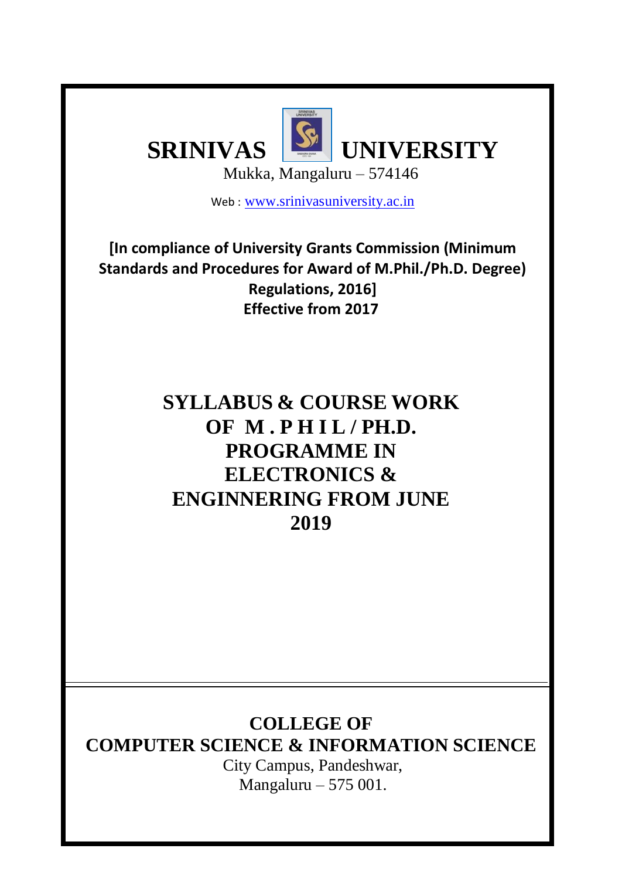# SRINIVAS UNIVERSITY

Mukka, Mangaluru – 574146

Web : www.srinivasuniversity.ac.in

**[In compliance of University Grants Commission (Minimum Standards and Procedures for Award of M.Phil./Ph.D. Degree) Regulations, 2016]**
**Effective from 2017**

## SYLLABUS & COURSE WORK OF M . P H I L / PH.D. PROGRAMME IN ELECTRONICS & ENGINNERING FROM JUNE 2019

## COLLEGE OF COMPUTER SCIENCE & INFORMATION SCIENCE

City Campus, Pandeshwar,
Mangaluru – 575 001.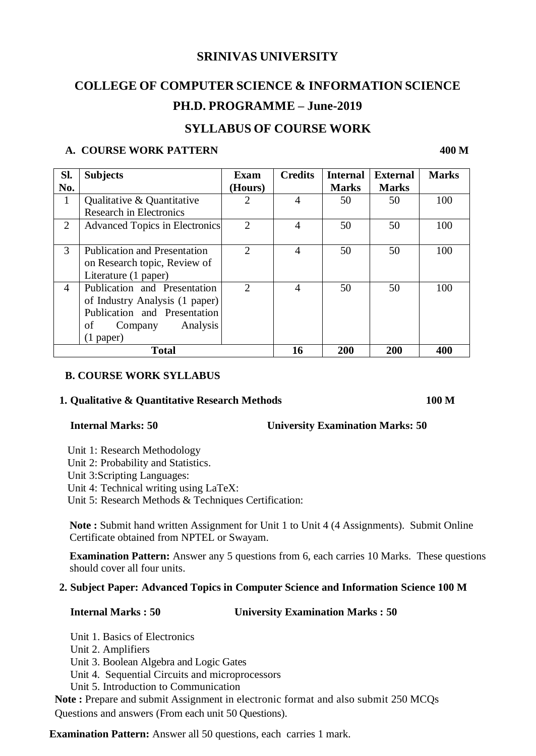# SRINIVAS UNIVERSITY

## COLLEGE OF COMPUTER SCIENCE & INFORMATION SCIENCE

## PH.D. PROGRAMME – June-2019

## SYLLABUS OF COURSE WORK

### A. COURSE WORK PATTERN 400 M

| Sl. No. | Subjects | Exam (Hours) | Credits | Internal Marks | External Marks | Marks |
|---|---|---|---|---|---|---|
| 1 | Qualitative & Quantitative Research in Electronics | 2 | 4 | 50 | 50 | 100 |
| 2 | Advanced Topics in Electronics | 2 | 4 | 50 | 50 | 100 |
| 3 | Publication and Presentation on Research topic, Review of Literature (1 paper) | 2 | 4 | 50 | 50 | 100 |
| 4 | Publication and Presentation of Industry Analysis (1 paper) Publication and Presentation of Company Analysis (1 paper) | 2 | 4 | 50 | 50 | 100 |
| **Total** | | | **16** | **200** | **200** | **400** |

### B. COURSE WORK SYLLABUS

**1. Qualitative & Quantitative Research Methods 100 M**

**Internal Marks: 50** **University Examination Marks: 50**

Unit 1: Research Methodology
Unit 2: Probability and Statistics.
Unit 3:Scripting Languages:
Unit 4: Technical writing using LaTeX:
Unit 5: Research Methods & Techniques Certification:

**Note :** Submit hand written Assignment for Unit 1 to Unit 4 (4 Assignments). Submit Online Certificate obtained from NPTEL or Swayam.

**Examination Pattern:** Answer any 5 questions from 6, each carries 10 Marks. These questions should cover all four units.

**2. Subject Paper: Advanced Topics in Computer Science and Information Science 100 M**

**Internal Marks : 50** **University Examination Marks : 50**

Unit 1. Basics of Electronics
Unit 2. Amplifiers
Unit 3. Boolean Algebra and Logic Gates
Unit 4. Sequential Circuits and microprocessors
Unit 5. Introduction to Communication

**Note :** Prepare and submit Assignment in electronic format and also submit 250 MCQs Questions and answers (From each unit 50 Questions).

**Examination Pattern:** Answer all 50 questions, each carries 1 mark.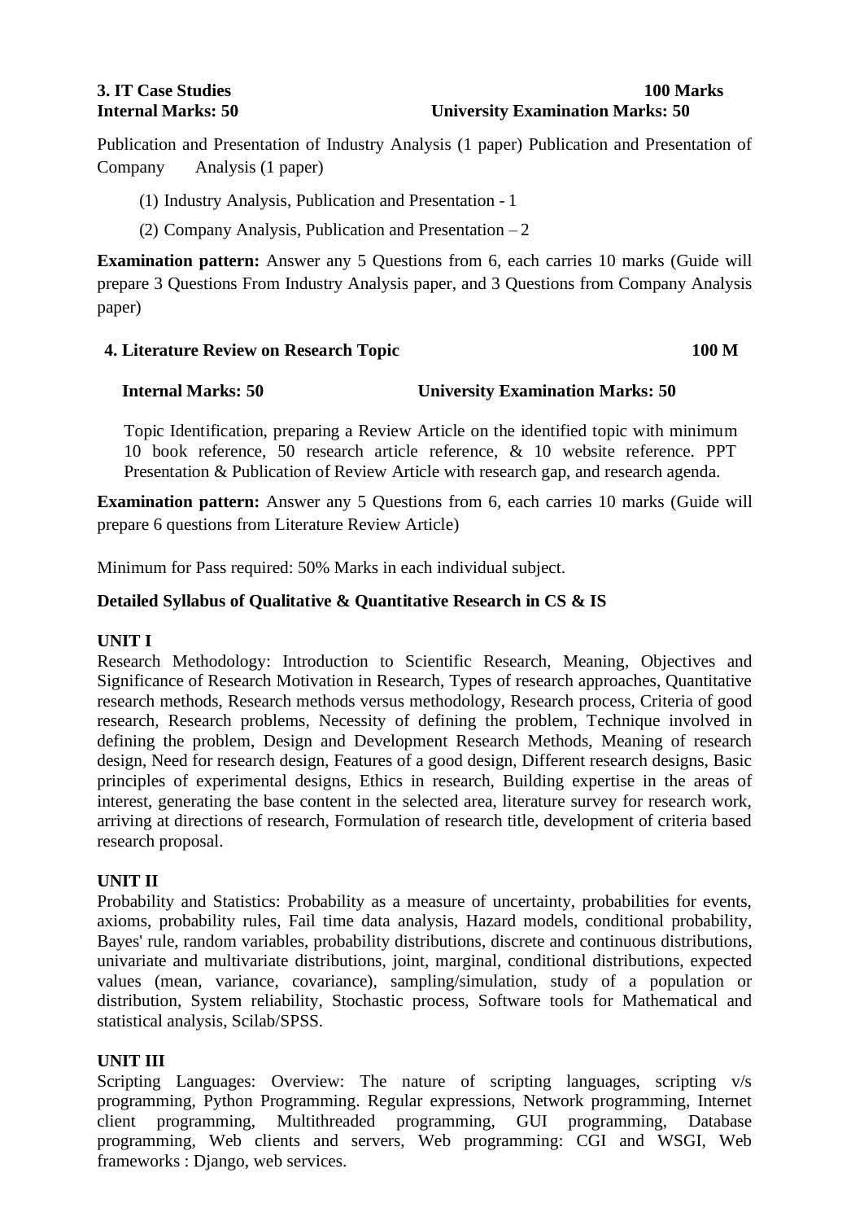**3. IT Case Studies** **100 Marks**
**Internal Marks: 50** **University Examination Marks: 50**

Publication and Presentation of Industry Analysis (1 paper) Publication and Presentation of Company Analysis (1 paper)

(1) Industry Analysis, Publication and Presentation - 1

(2) Company Analysis, Publication and Presentation – 2

**Examination pattern:** Answer any 5 Questions from 6, each carries 10 marks (Guide will prepare 3 Questions From Industry Analysis paper, and 3 Questions from Company Analysis paper)

**4. Literature Review on Research Topic** **100 M**

**Internal Marks: 50** **University Examination Marks: 50**

Topic Identification, preparing a Review Article on the identified topic with minimum 10 book reference, 50 research article reference, & 10 website reference. PPT Presentation & Publication of Review Article with research gap, and research agenda.

**Examination pattern:** Answer any 5 Questions from 6, each carries 10 marks (Guide will prepare 6 questions from Literature Review Article)

Minimum for Pass required: 50% Marks in each individual subject.

**Detailed Syllabus of Qualitative & Quantitative Research in CS & IS**

**UNIT I**

Research Methodology: Introduction to Scientific Research, Meaning, Objectives and Significance of Research Motivation in Research, Types of research approaches, Quantitative research methods, Research methods versus methodology, Research process, Criteria of good research, Research problems, Necessity of defining the problem, Technique involved in defining the problem, Design and Development Research Methods, Meaning of research design, Need for research design, Features of a good design, Different research designs, Basic principles of experimental designs, Ethics in research, Building expertise in the areas of interest, generating the base content in the selected area, literature survey for research work, arriving at directions of research, Formulation of research title, development of criteria based research proposal.

**UNIT II**

Probability and Statistics: Probability as a measure of uncertainty, probabilities for events, axioms, probability rules, Fail time data analysis, Hazard models, conditional probability, Bayes' rule, random variables, probability distributions, discrete and continuous distributions, univariate and multivariate distributions, joint, marginal, conditional distributions, expected values (mean, variance, covariance), sampling/simulation, study of a population or distribution, System reliability, Stochastic process, Software tools for Mathematical and statistical analysis, Scilab/SPSS.

**UNIT III**

Scripting Languages: Overview: The nature of scripting languages, scripting v/s programming, Python Programming. Regular expressions, Network programming, Internet client programming, Multithreaded programming, GUI programming, Database programming, Web clients and servers, Web programming: CGI and WSGI, Web frameworks : Django, web services.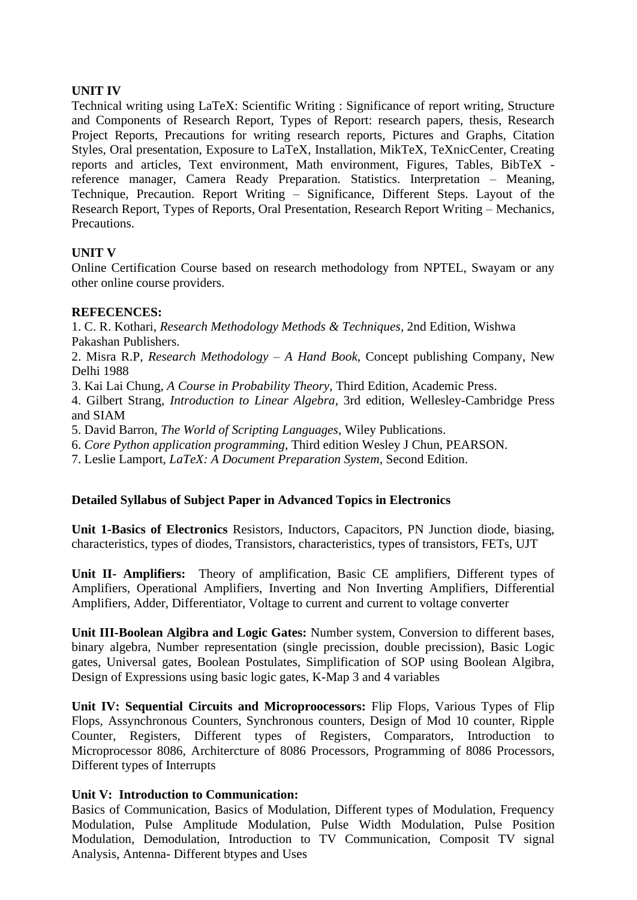**UNIT IV**

Technical writing using LaTeX: Scientific Writing : Significance of report writing, Structure and Components of Research Report, Types of Report: research papers, thesis, Research Project Reports, Precautions for writing research reports, Pictures and Graphs, Citation Styles, Oral presentation, Exposure to LaTeX, Installation, MikTeX, TeXnicCenter, Creating reports and articles, Text environment, Math environment, Figures, Tables, BibTeX - reference manager, Camera Ready Preparation. Statistics. Interpretation – Meaning, Technique, Precaution. Report Writing – Significance, Different Steps. Layout of the Research Report, Types of Reports, Oral Presentation, Research Report Writing – Mechanics, Precautions.

**UNIT V**

Online Certification Course based on research methodology from NPTEL, Swayam or any other online course providers.

**REFECENCES:**

1. C. R. Kothari, *Research Methodology Methods & Techniques*, 2nd Edition, Wishwa Pakashan Publishers.
2. Misra R.P, *Research Methodology – A Hand Book*, Concept publishing Company, New Delhi 1988
3. Kai Lai Chung, *A Course in Probability Theory*, Third Edition, Academic Press.
4. Gilbert Strang, *Introduction to Linear Algebra*, 3rd edition, Wellesley-Cambridge Press and SIAM
5. David Barron, *The World of Scripting Languages*, Wiley Publications.
6. *Core Python application programming*, Third edition Wesley J Chun, PEARSON.
7. Leslie Lamport, *LaTeX: A Document Preparation System*, Second Edition.

**Detailed Syllabus of Subject Paper in Advanced Topics in Electronics**

**Unit 1-Basics of Electronics** Resistors, Inductors, Capacitors, PN Junction diode, biasing, characteristics, types of diodes, Transistors, characteristics, types of transistors, FETs, UJT

**Unit II- Amplifiers:** Theory of amplification, Basic CE amplifiers, Different types of Amplifiers, Operational Amplifiers, Inverting and Non Inverting Amplifiers, Differential Amplifiers, Adder, Differentiator, Voltage to current and current to voltage converter

**Unit III-Boolean Algibra and Logic Gates:** Number system, Conversion to different bases, binary algebra, Number representation (single precission, double precission), Basic Logic gates, Universal gates, Boolean Postulates, Simplification of SOP using Boolean Algibra, Design of Expressions using basic logic gates, K-Map 3 and 4 variables

**Unit IV: Sequential Circuits and Microproocessors:** Flip Flops, Various Types of Flip Flops, Assynchronous Counters, Synchronous counters, Design of Mod 10 counter, Ripple Counter, Registers, Different types of Registers, Comparators, Introduction to Microprocessor 8086, Architercture of 8086 Processors, Programming of 8086 Processors, Different types of Interrupts

**Unit V: Introduction to Communication:**

Basics of Communication, Basics of Modulation, Different types of Modulation, Frequency Modulation, Pulse Amplitude Modulation, Pulse Width Modulation, Pulse Position Modulation, Demodulation, Introduction to TV Communication, Composit TV signal Analysis, Antenna- Different btypes and Uses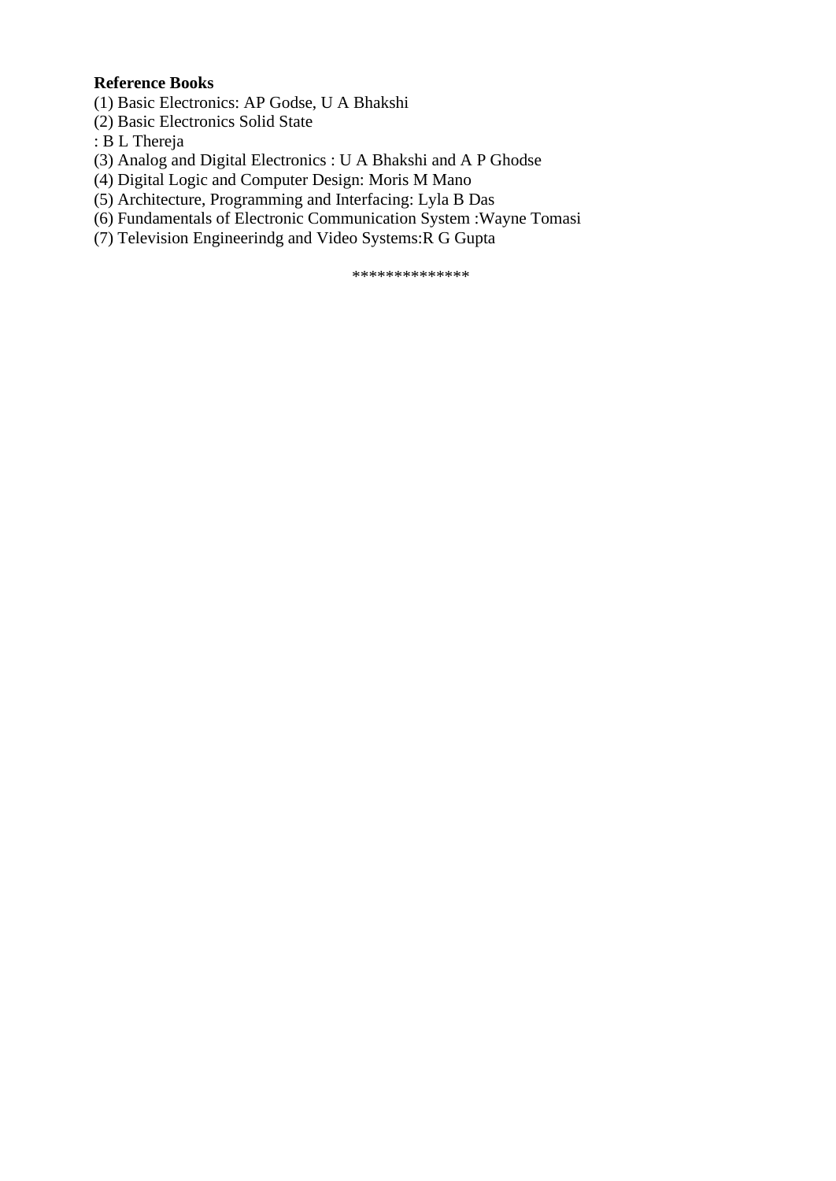**Reference Books**

(1) Basic Electronics: AP Godse, U A Bhakshi
(2) Basic Electronics Solid State
: B L Thereja
(3) Analog and Digital Electronics : U A Bhakshi and A P Ghodse
(4) Digital Logic and Computer Design: Moris M Mano
(5) Architecture, Programming and Interfacing: Lyla B Das
(6) Fundamentals of Electronic Communication System :Wayne Tomasi
(7) Television Engineerindg and Video Systems:R G Gupta

**************